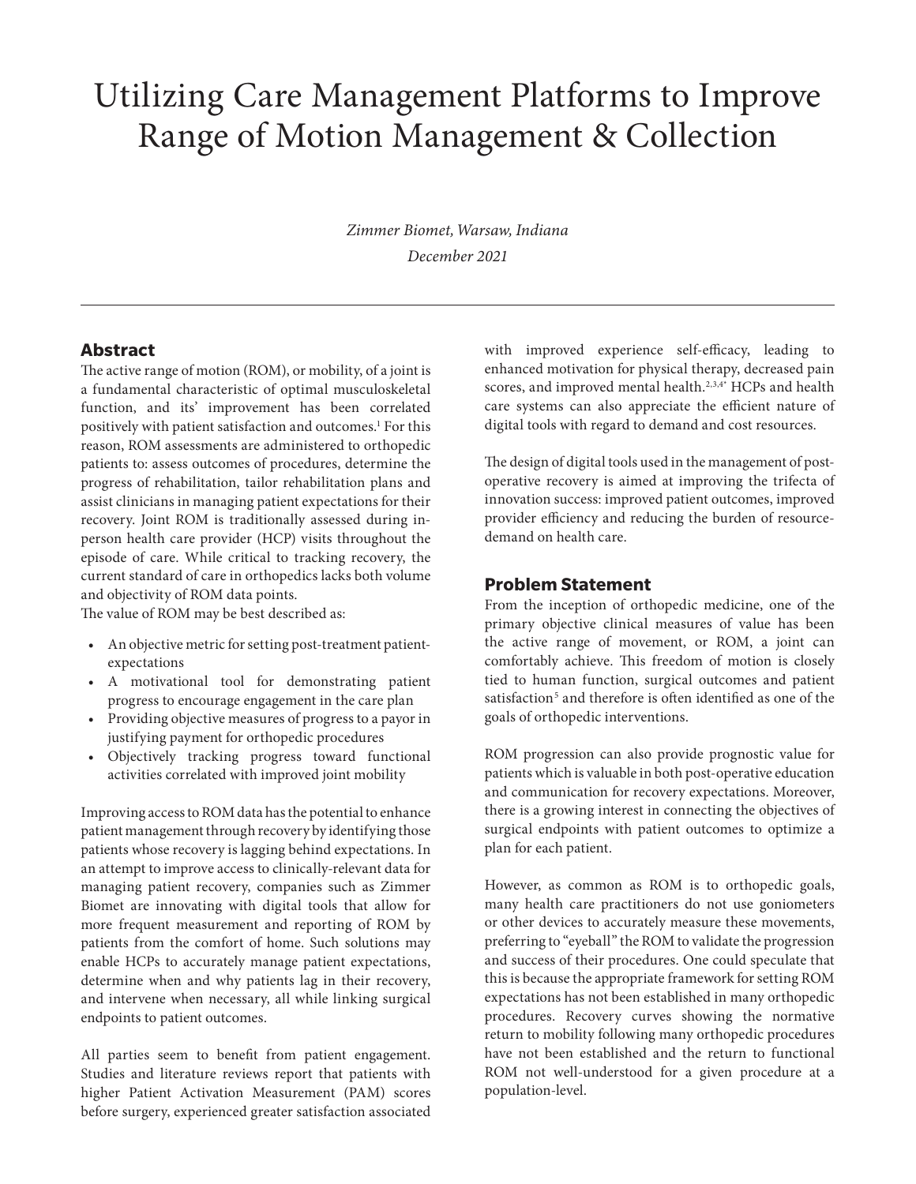# Utilizing Care Management Platforms to Improve Range of Motion Management & Collection

*Zimmer Biomet, Warsaw, Indiana*

*December 2021*

---

## Abstract

The active range of motion (ROM), or mobility, of a joint is a fundamental characteristic of optimal musculoskeletal function, and its' improvement has been correlated positively with patient satisfaction and outcomes.[1] For this reason, ROM assessments are administered to orthopedic patients to: assess outcomes of procedures, determine the progress of rehabilitation, tailor rehabilitation plans and assist clinicians in managing patient expectations for their recovery. Joint ROM is traditionally assessed during in-person health care provider (HCP) visits throughout the episode of care. While critical to tracking recovery, the current standard of care in orthopedics lacks both volume and objectivity of ROM data points.

The value of ROM may be best described as:

- An objective metric for setting post-treatment patient-expectations
- A motivational tool for demonstrating patient progress to encourage engagement in the care plan
- Providing objective measures of progress to a payor in justifying payment for orthopedic procedures
- Objectively tracking progress toward functional activities correlated with improved joint mobility

Improving access to ROM data has the potential to enhance patient management through recovery by identifying those patients whose recovery is lagging behind expectations. In an attempt to improve access to clinically-relevant data for managing patient recovery, companies such as Zimmer Biomet are innovating with digital tools that allow for more frequent measurement and reporting of ROM by patients from the comfort of home. Such solutions may enable HCPs to accurately manage patient expectations, determine when and why patients lag in their recovery, and intervene when necessary, all while linking surgical endpoints to patient outcomes.

All parties seem to benefit from patient engagement. Studies and literature reviews report that patients with higher Patient Activation Measurement (PAM) scores before surgery, experienced greater satisfaction associated with improved experience self-efficacy, leading to enhanced motivation for physical therapy, decreased pain scores, and improved mental health.[2,3,4*] HCPs and health care systems can also appreciate the efficient nature of digital tools with regard to demand and cost resources.

The design of digital tools used in the management of post-operative recovery is aimed at improving the trifecta of innovation success: improved patient outcomes, improved provider efficiency and reducing the burden of resource-demand on health care.

## Problem Statement

From the inception of orthopedic medicine, one of the primary objective clinical measures of value has been the active range of movement, or ROM, a joint can comfortably achieve. This freedom of motion is closely tied to human function, surgical outcomes and patient satisfaction[5] and therefore is often identified as one of the goals of orthopedic interventions.

ROM progression can also provide prognostic value for patients which is valuable in both post-operative education and communication for recovery expectations. Moreover, there is a growing interest in connecting the objectives of surgical endpoints with patient outcomes to optimize a plan for each patient.

However, as common as ROM is to orthopedic goals, many health care practitioners do not use goniometers or other devices to accurately measure these movements, preferring to "eyeball" the ROM to validate the progression and success of their procedures. One could speculate that this is because the appropriate framework for setting ROM expectations has not been established in many orthopedic procedures. Recovery curves showing the normative return to mobility following many orthopedic procedures have not been established and the return to functional ROM not well-understood for a given procedure at a population-level.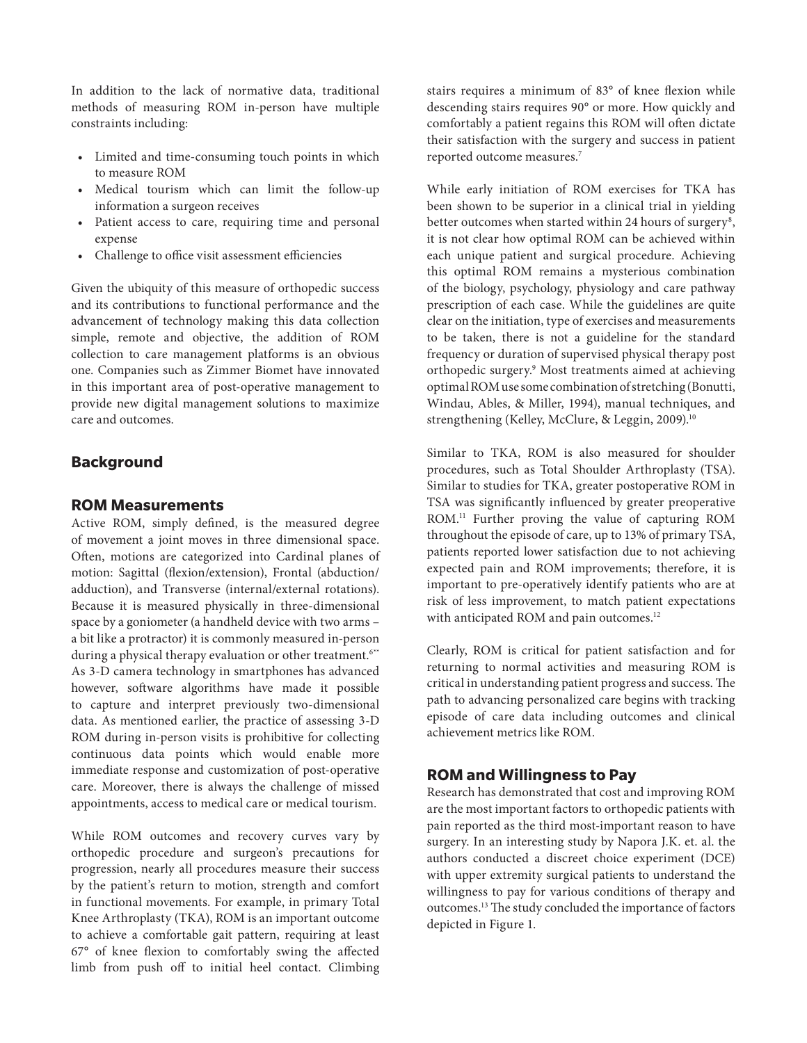In addition to the lack of normative data, traditional methods of measuring ROM in-person have multiple constraints including:

- Limited and time-consuming touch points in which to measure ROM
- Medical tourism which can limit the follow-up information a surgeon receives
- Patient access to care, requiring time and personal expense
- Challenge to office visit assessment efficiencies

Given the ubiquity of this measure of orthopedic success and its contributions to functional performance and the advancement of technology making this data collection simple, remote and objective, the addition of ROM collection to care management platforms is an obvious one. Companies such as Zimmer Biomet have innovated in this important area of post-operative management to provide new digital management solutions to maximize care and outcomes.

## Background

### ROM Measurements

Active ROM, simply defined, is the measured degree of movement a joint moves in three dimensional space. Often, motions are categorized into Cardinal planes of motion: Sagittal (flexion/extension), Frontal (abduction/adduction), and Transverse (internal/external rotations). Because it is measured physically in three-dimensional space by a goniometer (a handheld device with two arms – a bit like a protractor) it is commonly measured in-person during a physical therapy evaluation or other treatment.[6**] As 3-D camera technology in smartphones has advanced however, software algorithms have made it possible to capture and interpret previously two-dimensional data. As mentioned earlier, the practice of assessing 3-D ROM during in-person visits is prohibitive for collecting continuous data points which would enable more immediate response and customization of post-operative care. Moreover, there is always the challenge of missed appointments, access to medical care or medical tourism.

While ROM outcomes and recovery curves vary by orthopedic procedure and surgeon's precautions for progression, nearly all procedures measure their success by the patient's return to motion, strength and comfort in functional movements. For example, in primary Total Knee Arthroplasty (TKA), ROM is an important outcome to achieve a comfortable gait pattern, requiring at least 67° of knee flexion to comfortably swing the affected limb from push off to initial heel contact. Climbing stairs requires a minimum of 83° of knee flexion while descending stairs requires 90° or more. How quickly and comfortably a patient regains this ROM will often dictate their satisfaction with the surgery and success in patient reported outcome measures.[7]

While early initiation of ROM exercises for TKA has been shown to be superior in a clinical trial in yielding better outcomes when started within 24 hours of surgery[8], it is not clear how optimal ROM can be achieved within each unique patient and surgical procedure. Achieving this optimal ROM remains a mysterious combination of the biology, psychology, physiology and care pathway prescription of each case. While the guidelines are quite clear on the initiation, type of exercises and measurements to be taken, there is not a guideline for the standard frequency or duration of supervised physical therapy post orthopedic surgery.[9] Most treatments aimed at achieving optimal ROM use some combination of stretching (Bonutti, Windau, Ables, & Miller, 1994), manual techniques, and strengthening (Kelley, McClure, & Leggin, 2009).[10]

Similar to TKA, ROM is also measured for shoulder procedures, such as Total Shoulder Arthroplasty (TSA). Similar to studies for TKA, greater postoperative ROM in TSA was significantly influenced by greater preoperative ROM.[11] Further proving the value of capturing ROM throughout the episode of care, up to 13% of primary TSA, patients reported lower satisfaction due to not achieving expected pain and ROM improvements; therefore, it is important to pre-operatively identify patients who are at risk of less improvement, to match patient expectations with anticipated ROM and pain outcomes.[12]

Clearly, ROM is critical for patient satisfaction and for returning to normal activities and measuring ROM is critical in understanding patient progress and success. The path to advancing personalized care begins with tracking episode of care data including outcomes and clinical achievement metrics like ROM.

### ROM and Willingness to Pay

Research has demonstrated that cost and improving ROM are the most important factors to orthopedic patients with pain reported as the third most-important reason to have surgery. In an interesting study by Napora J.K. et. al. the authors conducted a discreet choice experiment (DCE) with upper extremity surgical patients to understand the willingness to pay for various conditions of therapy and outcomes.[13] The study concluded the importance of factors depicted in Figure 1.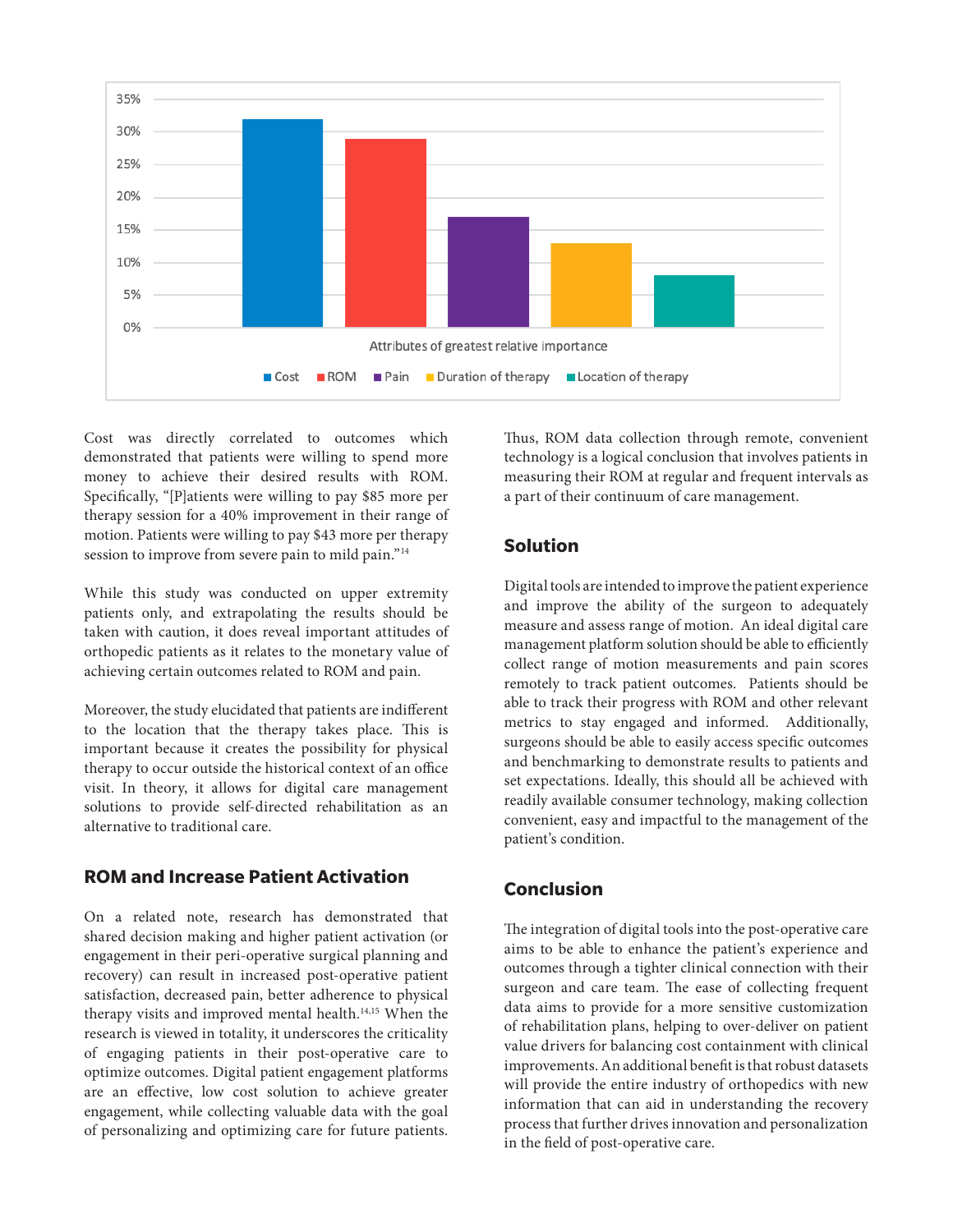Attributes of greatest relative importance

Cost | ROM | Pain | Duration of therapy | Location of therapy

Cost was directly correlated to outcomes which demonstrated that patients were willing to spend more money to achieve their desired results with ROM. Specifically, "[P]atients were willing to pay $85 more per therapy session for a 40% improvement in their range of motion. Patients were willing to pay $43 more per therapy session to improve from severe pain to mild pain."[14]

While this study was conducted on upper extremity patients only, and extrapolating the results should be taken with caution, it does reveal important attitudes of orthopedic patients as it relates to the monetary value of achieving certain outcomes related to ROM and pain.

Moreover, the study elucidated that patients are indifferent to the location that the therapy takes place. This is important because it creates the possibility for physical therapy to occur outside the historical context of an office visit. In theory, it allows for digital care management solutions to provide self-directed rehabilitation as an alternative to traditional care.

## ROM and Increase Patient Activation

On a related note, research has demonstrated that shared decision making and higher patient activation (or engagement in their peri-operative surgical planning and recovery) can result in increased post-operative patient satisfaction, decreased pain, better adherence to physical therapy visits and improved mental health.[14,15] When the research is viewed in totality, it underscores the criticality of engaging patients in their post-operative care to optimize outcomes. Digital patient engagement platforms are an effective, low cost solution to achieve greater engagement, while collecting valuable data with the goal of personalizing and optimizing care for future patients. Thus, ROM data collection through remote, convenient technology is a logical conclusion that involves patients in measuring their ROM at regular and frequent intervals as a part of their continuum of care management.

## Solution

Digital tools are intended to improve the patient experience and improve the ability of the surgeon to adequately measure and assess range of motion. An ideal digital care management platform solution should be able to efficiently collect range of motion measurements and pain scores remotely to track patient outcomes. Patients should be able to track their progress with ROM and other relevant metrics to stay engaged and informed. Additionally, surgeons should be able to easily access specific outcomes and benchmarking to demonstrate results to patients and set expectations. Ideally, this should all be achieved with readily available consumer technology, making collection convenient, easy and impactful to the management of the patient's condition.

## Conclusion

The integration of digital tools into the post-operative care aims to be able to enhance the patient's experience and outcomes through a tighter clinical connection with their surgeon and care team. The ease of collecting frequent data aims to provide for a more sensitive customization of rehabilitation plans, helping to over-deliver on patient value drivers for balancing cost containment with clinical improvements. An additional benefit is that robust datasets will provide the entire industry of orthopedics with new information that can aid in understanding the recovery process that further drives innovation and personalization in the field of post-operative care.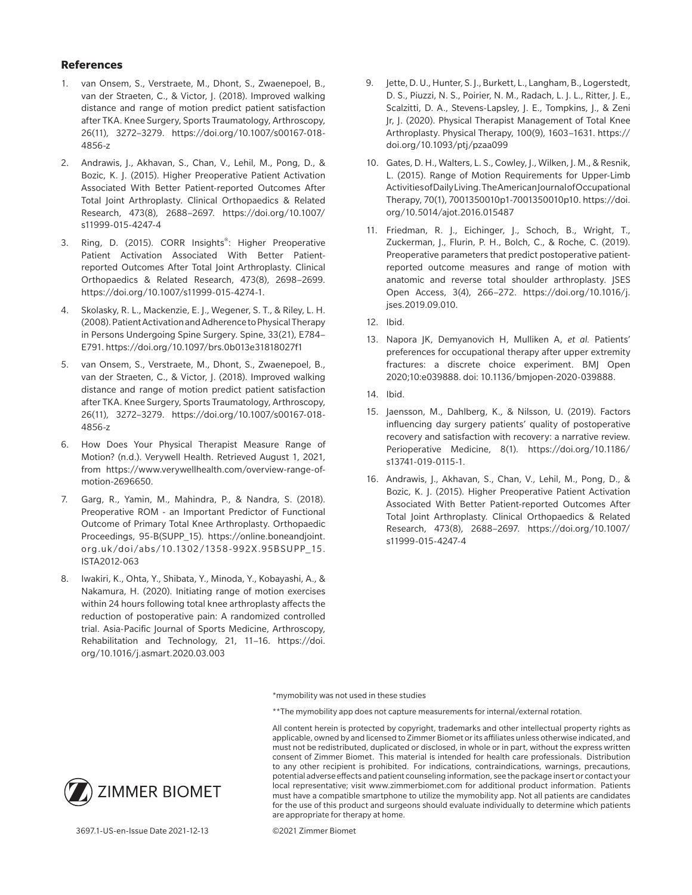## References

1. van Onsem, S., Verstraete, M., Dhont, S., Zwaenepoel, B., van der Straeten, C., & Victor, J. (2018). Improved walking distance and range of motion predict patient satisfaction after TKA. Knee Surgery, Sports Traumatology, Arthroscopy, 26(11), 3272–3279. https://doi.org/10.1007/s00167-018-4856-z
2. Andrawis, J., Akhavan, S., Chan, V., Lehil, M., Pong, D., & Bozic, K. J. (2015). Higher Preoperative Patient Activation Associated With Better Patient-reported Outcomes After Total Joint Arthroplasty. Clinical Orthopaedics & Related Research, 473(8), 2688–2697. https://doi.org/10.1007/s11999-015-4247-4
3. Ring, D. (2015). CORR Insights®: Higher Preoperative Patient Activation Associated With Better Patient-reported Outcomes After Total Joint Arthroplasty. Clinical Orthopaedics & Related Research, 473(8), 2698–2699. https://doi.org/10.1007/s11999-015-4274-1.
4. Skolasky, R. L., Mackenzie, E. J., Wegener, S. T., & Riley, L. H. (2008). Patient Activation and Adherence to Physical Therapy in Persons Undergoing Spine Surgery. Spine, 33(21), E784–E791. https://doi.org/10.1097/brs.0b013e31818027f1
5. van Onsem, S., Verstraete, M., Dhont, S., Zwaenepoel, B., van der Straeten, C., & Victor, J. (2018). Improved walking distance and range of motion predict patient satisfaction after TKA. Knee Surgery, Sports Traumatology, Arthroscopy, 26(11), 3272–3279. https://doi.org/10.1007/s00167-018-4856-z
6. How Does Your Physical Therapist Measure Range of Motion? (n.d.). Verywell Health. Retrieved August 1, 2021, from https://www.verywellhealth.com/overview-range-of-motion-2696650.
7. Garg, R., Yamin, M., Mahindra, P., & Nandra, S. (2018). Preoperative ROM - an Important Predictor of Functional Outcome of Primary Total Knee Arthroplasty. Orthopaedic Proceedings, 95-B(SUPP_15). https://online.boneandjoint.org.uk/doi/abs/10.1302/1358-992X.95BSUPP_15.ISTA2012-063
8. Iwakiri, K., Ohta, Y., Shibata, Y., Minoda, Y., Kobayashi, A., & Nakamura, H. (2020). Initiating range of motion exercises within 24 hours following total knee arthroplasty affects the reduction of postoperative pain: A randomized controlled trial. Asia-Pacific Journal of Sports Medicine, Arthroscopy, Rehabilitation and Technology, 21, 11–16. https://doi.org/10.1016/j.asmart.2020.03.003
9. Jette, D. U., Hunter, S. J., Burkett, L., Langham, B., Logerstedt, D. S., Piuzzi, N. S., Poirier, N. M., Radach, L. J. L., Ritter, J. E., Scalzitti, D. A., Stevens-Lapsley, J. E., Tompkins, J., & Zeni Jr, J. (2020). Physical Therapist Management of Total Knee Arthroplasty. Physical Therapy, 100(9), 1603–1631. https://doi.org/10.1093/ptj/pzaa099
10. Gates, D. H., Walters, L. S., Cowley, J., Wilken, J. M., & Resnik, L. (2015). Range of Motion Requirements for Upper-Limb Activities of Daily Living. The American Journal of Occupational Therapy, 70(1), 7001350010p1-7001350010p10. https://doi.org/10.5014/ajot.2016.015487
11. Friedman, R. J., Eichinger, J., Schoch, B., Wright, T., Zuckerman, J., Flurin, P. H., Bolch, C., & Roche, C. (2019). Preoperative parameters that predict postoperative patient-reported outcome measures and range of motion with anatomic and reverse total shoulder arthroplasty. JSES Open Access, 3(4), 266–272. https://doi.org/10.1016/j.jses.2019.09.010.
12. Ibid.
13. Napora JK, Demyanovich H, Mulliken A, *et al.* Patients' preferences for occupational therapy after upper extremity fractures: a discrete choice experiment. BMJ Open 2020;10:e039888. doi: 10.1136/bmjopen-2020-039888.
14. Ibid.
15. Jaensson, M., Dahlberg, K., & Nilsson, U. (2019). Factors influencing day surgery patients' quality of postoperative recovery and satisfaction with recovery: a narrative review. Perioperative Medicine, 8(1). https://doi.org/10.1186/s13741-019-0115-1.
16. Andrawis, J., Akhavan, S., Chan, V., Lehil, M., Pong, D., & Bozic, K. J. (2015). Higher Preoperative Patient Activation Associated With Better Patient-reported Outcomes After Total Joint Arthroplasty. Clinical Orthopaedics & Related Research, 473(8), 2688–2697. https://doi.org/10.1007/s11999-015-4247-4

*mymobility was not used in these studies

**The mymobility app does not capture measurements for internal/external rotation.

All content herein is protected by copyright, trademarks and other intellectual property rights as applicable, owned by and licensed to Zimmer Biomet or its affiliates unless otherwise indicated, and must not be redistributed, duplicated or disclosed, in whole or in part, without the express written consent of Zimmer Biomet. This material is intended for health care professionals. Distribution to any other recipient is prohibited. For indications, contraindications, warnings, precautions, potential adverse effects and patient counseling information, see the package insert or contact your local representative; visit www.zimmerbiomet.com for additional product information. Patients must have a compatible smartphone to utilize the mymobility app. Not all patients are candidates for the use of this product and surgeons should evaluate individually to determine which patients are appropriate for therapy at home.

ZIMMER BIOMET

3697.1-US-en-Issue Date 2021-12-13

©2021 Zimmer Biomet